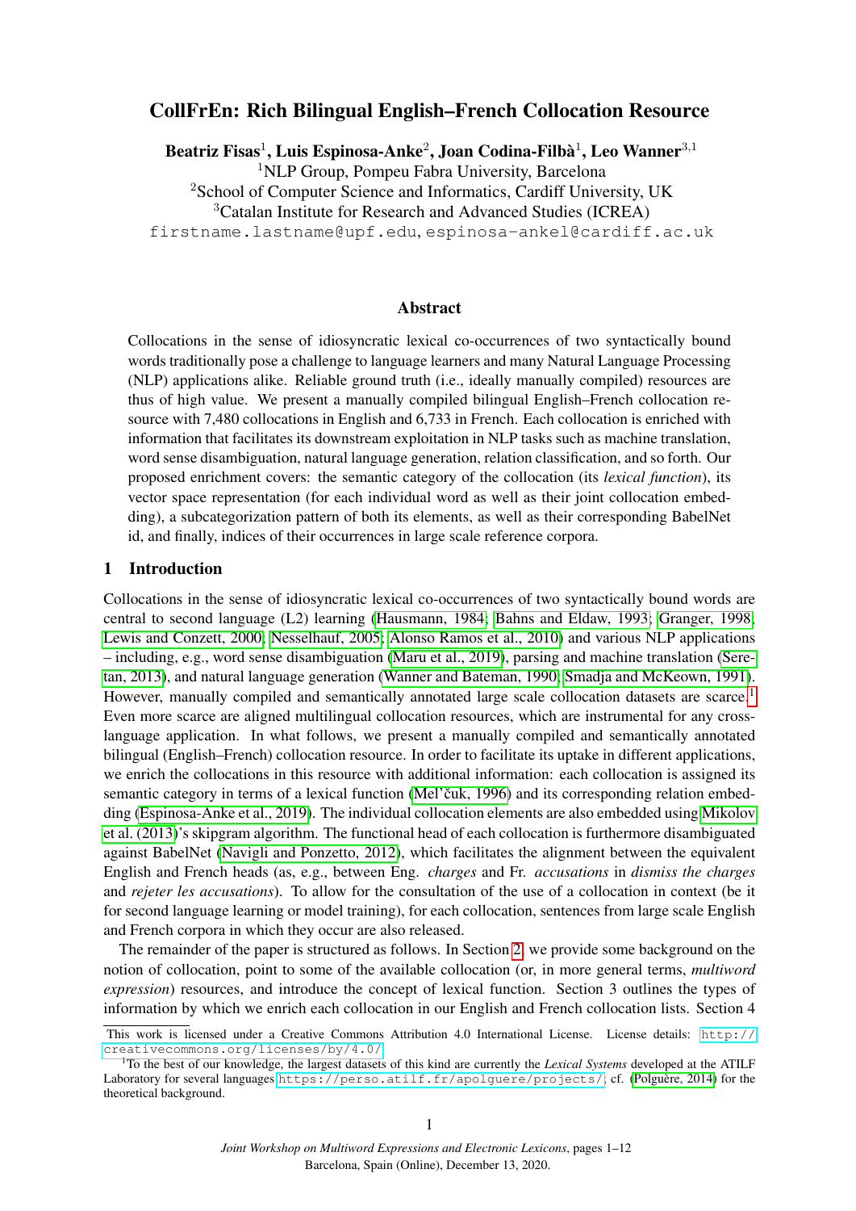# CollFrEn: Rich Bilingual English–French Collocation Resource

**Beatriz Fisas**[1], **Luis Espinosa-Anke**[2], **Joan Codina-Filbà**[1], **Leo Wanner**[3,1]

[1]NLP Group, Pompeu Fabra University, Barcelona
[2]School of Computer Science and Informatics, Cardiff University, UK
[3]Catalan Institute for Research and Advanced Studies (ICREA)

firstname.lastname@upf.edu, espinosa-ankel@cardiff.ac.uk

## Abstract

Collocations in the sense of idiosyncratic lexical co-occurrences of two syntactically bound words traditionally pose a challenge to language learners and many Natural Language Processing (NLP) applications alike. Reliable ground truth (i.e., ideally manually compiled) resources are thus of high value. We present a manually compiled bilingual English–French collocation resource with 7,480 collocations in English and 6,733 in French. Each collocation is enriched with information that facilitates its downstream exploitation in NLP tasks such as machine translation, word sense disambiguation, natural language generation, relation classification, and so forth. Our proposed enrichment covers: the semantic category of the collocation (its *lexical function*), its vector space representation (for each individual word as well as their joint collocation embedding), a subcategorization pattern of both its elements, as well as their corresponding BabelNet id, and finally, indices of their occurrences in large scale reference corpora.

## 1 Introduction

Collocations in the sense of idiosyncratic lexical co-occurrences of two syntactically bound words are central to second language (L2) learning (Hausmann, 1984; Bahns and Eldaw, 1993; Granger, 1998; Lewis and Conzett, 2000; Nesselhauf, 2005; Alonso Ramos et al., 2010) and various NLP applications – including, e.g., word sense disambiguation (Maru et al., 2019), parsing and machine translation (Seretan, 2013), and natural language generation (Wanner and Bateman, 1990; Smadja and McKeown, 1991). However, manually compiled and semantically annotated large scale collocation datasets are scarce.[1] Even more scarce are aligned multilingual collocation resources, which are instrumental for any cross-language application. In what follows, we present a manually compiled and semantically annotated bilingual (English–French) collocation resource. In order to facilitate its uptake in different applications, we enrich the collocations in this resource with additional information: each collocation is assigned its semantic category in terms of a lexical function (Mel'čuk, 1996) and its corresponding relation embedding (Espinosa-Anke et al., 2019). The individual collocation elements are also embedded using Mikolov et al. (2013)'s skipgram algorithm. The functional head of each collocation is furthermore disambiguated against BabelNet (Navigli and Ponzetto, 2012), which facilitates the alignment between the equivalent English and French heads (as, e.g., between Eng. *charges* and Fr. *accusations* in *dismiss the charges* and *rejeter les accusations*). To allow for the consultation of the use of a collocation in context (be it for second language learning or model training), for each collocation, sentences from large scale English and French corpora in which they occur are also released.

The remainder of the paper is structured as follows. In Section 2, we provide some background on the notion of collocation, point to some of the available collocation (or, in more general terms, *multiword expression*) resources, and introduce the concept of lexical function. Section 3 outlines the types of information by which we enrich each collocation in our English and French collocation lists. Section 4

This work is licensed under a Creative Commons Attribution 4.0 International License. License details: http://creativecommons.org/licenses/by/4.0/

[1]To the best of our knowledge, the largest datasets of this kind are currently the *Lexical Systems* developed at the ATILF Laboratory for several languages https://perso.atilf.fr/apolguere/projects/; cf. (Polguère, 2014) for the theoretical background.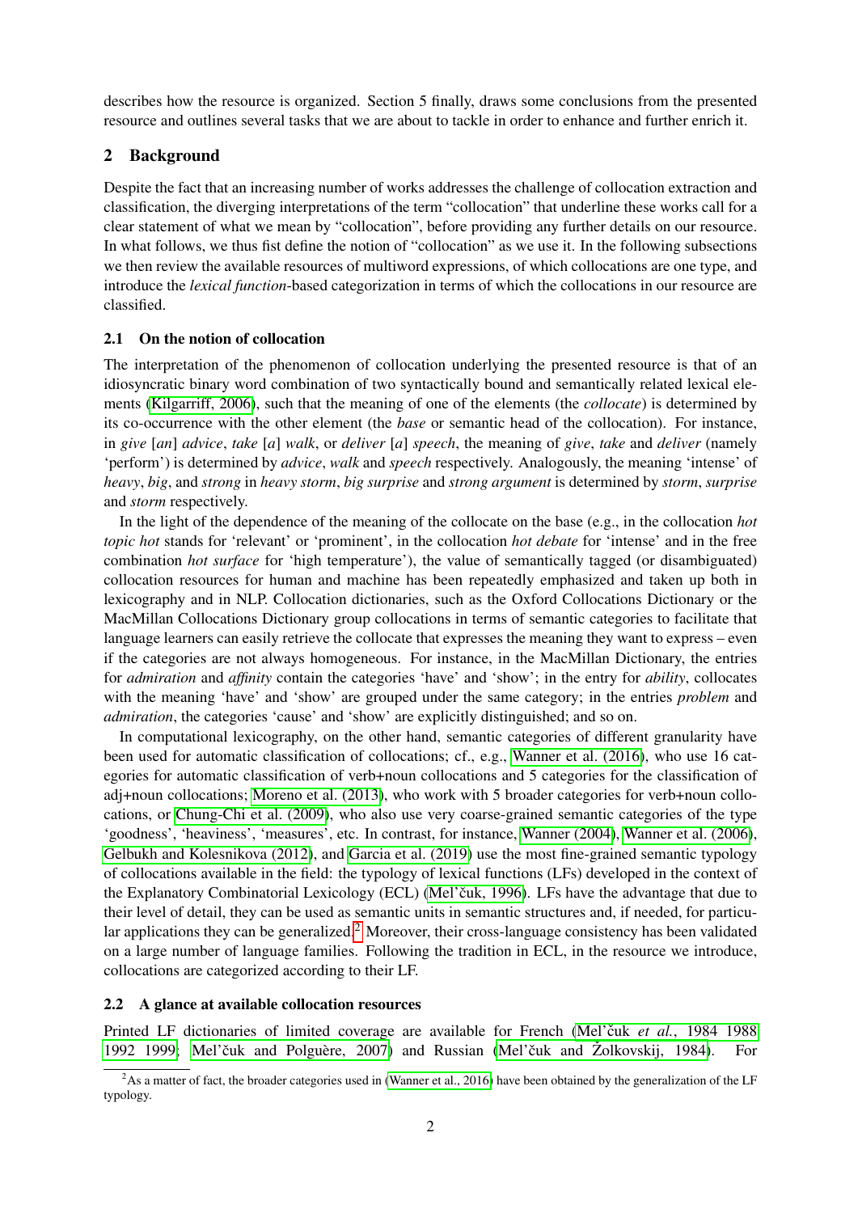describes how the resource is organized. Section 5 finally, draws some conclusions from the presented resource and outlines several tasks that we are about to tackle in order to enhance and further enrich it.

## 2 Background

Despite the fact that an increasing number of works addresses the challenge of collocation extraction and classification, the diverging interpretations of the term "collocation" that underline these works call for a clear statement of what we mean by "collocation", before providing any further details on our resource. In what follows, we thus fist define the notion of "collocation" as we use it. In the following subsections we then review the available resources of multiword expressions, of which collocations are one type, and introduce the *lexical function*-based categorization in terms of which the collocations in our resource are classified.

### 2.1 On the notion of collocation

The interpretation of the phenomenon of collocation underlying the presented resource is that of an idiosyncratic binary word combination of two syntactically bound and semantically related lexical elements (Kilgarriff, 2006), such that the meaning of one of the elements (the *collocate*) is determined by its co-occurrence with the other element (the *base* or semantic head of the collocation). For instance, in *give* [*an*] *advice*, *take* [*a*] *walk*, or *deliver* [*a*] *speech*, the meaning of *give*, *take* and *deliver* (namely 'perform') is determined by *advice*, *walk* and *speech* respectively. Analogously, the meaning 'intense' of *heavy*, *big*, and *strong* in *heavy storm*, *big surprise* and *strong argument* is determined by *storm*, *surprise* and *storm* respectively.

In the light of the dependence of the meaning of the collocate on the base (e.g., in the collocation *hot topic hot* stands for 'relevant' or 'prominent', in the collocation *hot debate* for 'intense' and in the free combination *hot surface* for 'high temperature'), the value of semantically tagged (or disambiguated) collocation resources for human and machine has been repeatedly emphasized and taken up both in lexicography and in NLP. Collocation dictionaries, such as the Oxford Collocations Dictionary or the MacMillan Collocations Dictionary group collocations in terms of semantic categories to facilitate that language learners can easily retrieve the collocate that expresses the meaning they want to express – even if the categories are not always homogeneous. For instance, in the MacMillan Dictionary, the entries for *admiration* and *affinity* contain the categories 'have' and 'show'; in the entry for *ability*, collocates with the meaning 'have' and 'show' are grouped under the same category; in the entries *problem* and *admiration*, the categories 'cause' and 'show' are explicitly distinguished; and so on.

In computational lexicography, on the other hand, semantic categories of different granularity have been used for automatic classification of collocations; cf., e.g., Wanner et al. (2016), who use 16 categories for automatic classification of verb+noun collocations and 5 categories for the classification of adj+noun collocations; Moreno et al. (2013), who work with 5 broader categories for verb+noun collocations, or Chung-Chi et al. (2009), who also use very coarse-grained semantic categories of the type 'goodness', 'heaviness', 'measures', etc. In contrast, for instance, Wanner (2004), Wanner et al. (2006), Gelbukh and Kolesnikova (2012), and Garcia et al. (2019) use the most fine-grained semantic typology of collocations available in the field: the typology of lexical functions (LFs) developed in the context of the Explanatory Combinatorial Lexicology (ECL) (Mel'čuk, 1996). LFs have the advantage that due to their level of detail, they can be used as semantic units in semantic structures and, if needed, for particular applications they can be generalized.[2] Moreover, their cross-language consistency has been validated on a large number of language families. Following the tradition in ECL, in the resource we introduce, collocations are categorized according to their LF.

### 2.2 A glance at available collocation resources

Printed LF dictionaries of limited coverage are available for French (Mel'čuk *et al.*, 1984 1988 1992 1999; Mel'čuk and Polguère, 2007) and Russian (Mel'čuk and Žolkovskij, 1984). For

[2]As a matter of fact, the broader categories used in (Wanner et al., 2016) have been obtained by the generalization of the LF typology.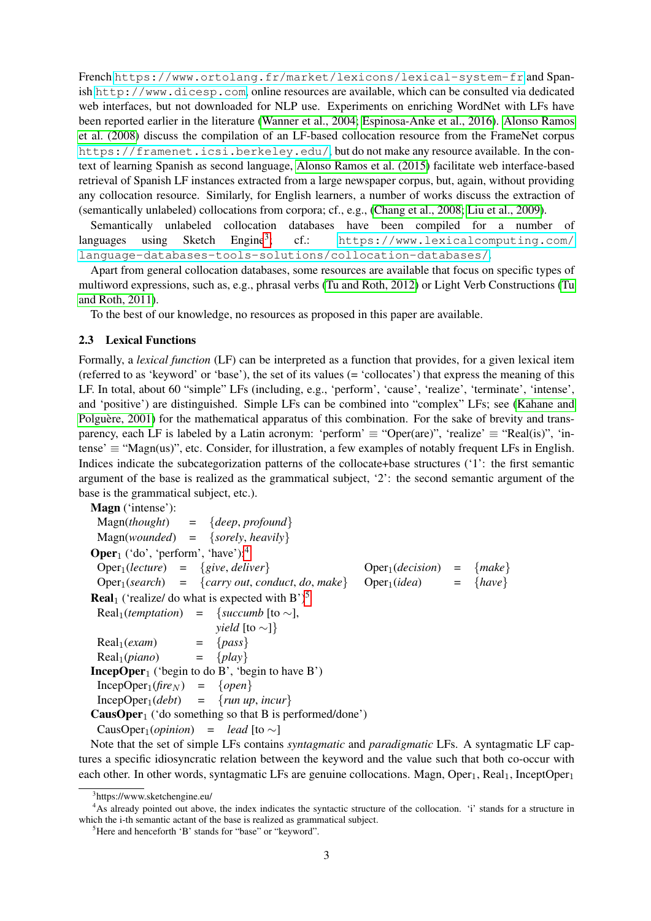French https://www.ortolang.fr/market/lexicons/lexical-system-fr and Spanish http://www.dicesp.com, online resources are available, which can be consulted via dedicated web interfaces, but not downloaded for NLP use. Experiments on enriching WordNet with LFs have been reported earlier in the literature (Wanner et al., 2004; Espinosa-Anke et al., 2016). Alonso Ramos et al. (2008) discuss the compilation of an LF-based collocation resource from the FrameNet corpus https://framenet.icsi.berkeley.edu/, but do not make any resource available. In the context of learning Spanish as second language, Alonso Ramos et al. (2015) facilitate web interface-based retrieval of Spanish LF instances extracted from a large newspaper corpus, but, again, without providing any collocation resource. Similarly, for English learners, a number of works discuss the extraction of (semantically unlabeled) collocations from corpora; cf., e.g., (Chang et al., 2008; Liu et al., 2009).

Semantically unlabeled collocation databases have been compiled for a number of languages using Sketch Engine[3], cf.: https://www.lexicalcomputing.com/language-databases-tools-solutions/collocation-databases/.

Apart from general collocation databases, some resources are available that focus on specific types of multiword expressions, such as, e.g., phrasal verbs (Tu and Roth, 2012) or Light Verb Constructions (Tu and Roth, 2011).

To the best of our knowledge, no resources as proposed in this paper are available.

### 2.3 Lexical Functions

Formally, a *lexical function* (LF) can be interpreted as a function that provides, for a given lexical item (referred to as 'keyword' or 'base'), the set of its values (= 'collocates') that express the meaning of this LF. In total, about 60 "simple" LFs (including, e.g., 'perform', 'cause', 'realize', 'terminate', 'intense', and 'positive') are distinguished. Simple LFs can be combined into "complex" LFs; see (Kahane and Polguère, 2001) for the mathematical apparatus of this combination. For the sake of brevity and transparency, each LF is labeled by a Latin acronym: 'perform' ≡ "Oper(are)", 'realize' ≡ "Real(is)", 'intense' ≡ "Magn(us)", etc. Consider, for illustration, a few examples of notably frequent LFs in English. Indices indicate the subcategorization patterns of the collocate+base structures ('1': the first semantic argument of the base is realized as the grammatical subject, '2': the second semantic argument of the base is the grammatical subject, etc.).

**Magn** ('intense'):
- Magn(*thought*) = {*deep*, *profound*}
- Magn(*wounded*) = {*sorely*, *heavily*}

**Oper$_1$** ('do', 'perform', 'have'):[4]
- Oper$_1$(*lecture*) = {*give*, *deliver*}
- Oper$_1$(*search*) = {*carry out*, *conduct*, *do*, *make*}
- Oper$_1$(*decision*) = {*make*}
- Oper$_1$(*idea*) = {*have*}

**Real$_1$** ('realize/ do what is expected with B')[5]
- Real$_1$(*temptation*) = {*succumb* [to ∼], *yield* [to ∼]}
- Real$_1$(*exam*) = {*pass*}
- Real$_1$(*piano*) = {*play*}

**IncepOper$_1$** ('begin to do B', 'begin to have B')
- IncepOper$_1$(*fire$_N$*) = {*open*}
- IncepOper$_1$(*debt*) = {*run up*, *incur*}

**CausOper$_1$** ('do something so that B is performed/done')
- CausOper$_1$(*opinion*) = *lead* [to ∼]

Note that the set of simple LFs contains *syntagmatic* and *paradigmatic* LFs. A syntagmatic LF captures a specific idiosyncratic relation between the keyword and the value such that both co-occur with each other. In other words, syntagmatic LFs are genuine collocations. Magn, Oper$_1$, Real$_1$, InceptOper$_1$

---

[3] https://www.sketchengine.eu/

[4] As already pointed out above, the index indicates the syntactic structure of the collocation. 'i' stands for a structure in which the i-th semantic actant of the base is realized as grammatical subject.

[5] Here and henceforth 'B' stands for "base" or "keyword".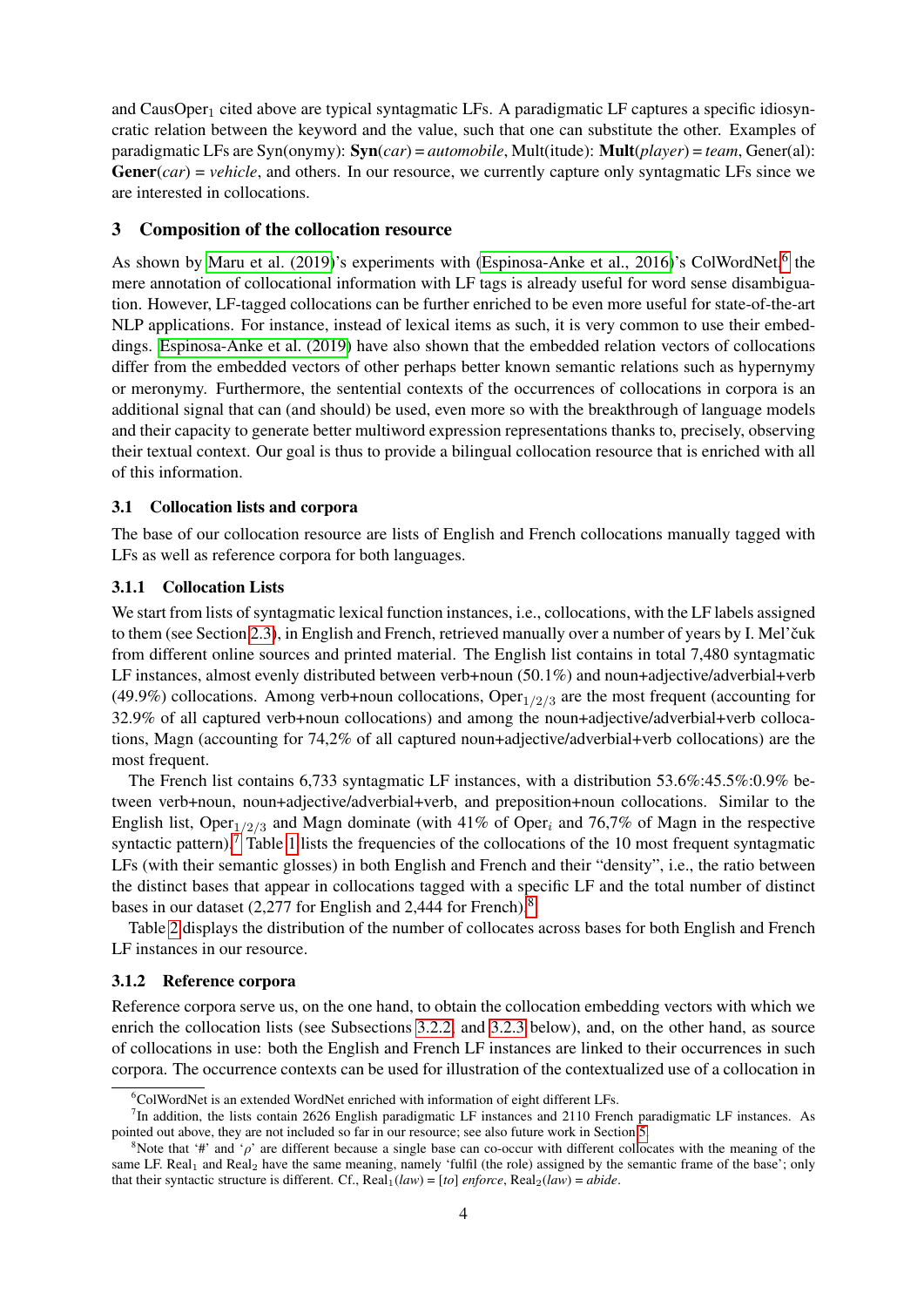and CausOper$_1$ cited above are typical syntagmatic LFs. A paradigmatic LF captures a specific idiosyncratic relation between the keyword and the value, such that one can substitute the other. Examples of paradigmatic LFs are Syn(onymy): **Syn**(*car*) = *automobile*, Mult(itude): **Mult**(*player*) = *team*, Gener(al): **Gener**(*car*) = *vehicle*, and others. In our resource, we currently capture only syntagmatic LFs since we are interested in collocations.

## 3 Composition of the collocation resource

As shown by Maru et al. (2019)'s experiments with (Espinosa-Anke et al., 2016)'s ColWordNet,[6] the mere annotation of collocational information with LF tags is already useful for word sense disambiguation. However, LF-tagged collocations can be further enriched to be even more useful for state-of-the-art NLP applications. For instance, instead of lexical items as such, it is very common to use their embeddings. Espinosa-Anke et al. (2019) have also shown that the embedded relation vectors of collocations differ from the embedded vectors of other perhaps better known semantic relations such as hypernymy or meronymy. Furthermore, the sentential contexts of the occurrences of collocations in corpora is an additional signal that can (and should) be used, even more so with the breakthrough of language models and their capacity to generate better multiword expression representations thanks to, precisely, observing their textual context. Our goal is thus to provide a bilingual collocation resource that is enriched with all of this information.

### 3.1 Collocation lists and corpora

The base of our collocation resource are lists of English and French collocations manually tagged with LFs as well as reference corpora for both languages.

#### 3.1.1 Collocation Lists

We start from lists of syntagmatic lexical function instances, i.e., collocations, with the LF labels assigned to them (see Section 2.3), in English and French, retrieved manually over a number of years by I. Mel'čuk from different online sources and printed material. The English list contains in total 7,480 syntagmatic LF instances, almost evenly distributed between verb+noun (50.1%) and noun+adjective/adverbial+verb (49.9%) collocations. Among verb+noun collocations, Oper$_{1/2/3}$ are the most frequent (accounting for 32.9% of all captured verb+noun collocations) and among the noun+adjective/adverbial+verb collocations, Magn (accounting for 74,2% of all captured noun+adjective/adverbial+verb collocations) are the most frequent.

The French list contains 6,733 syntagmatic LF instances, with a distribution 53.6%:45.5%:0.9% between verb+noun, noun+adjective/adverbial+verb, and preposition+noun collocations. Similar to the English list, Oper$_{1/2/3}$ and Magn dominate (with 41% of Oper$_i$ and 76,7% of Magn in the respective syntactic pattern).[7] Table 1 lists the frequencies of the collocations of the 10 most frequent syntagmatic LFs (with their semantic glosses) in both English and French and their "density", i.e., the ratio between the distinct bases that appear in collocations tagged with a specific LF and the total number of distinct bases in our dataset (2,277 for English and 2,444 for French).[8]

Table 2 displays the distribution of the number of collocates across bases for both English and French LF instances in our resource.

#### 3.1.2 Reference corpora

Reference corpora serve us, on the one hand, to obtain the collocation embedding vectors with which we enrich the collocation lists (see Subsections 3.2.2. and 3.2.3 below), and, on the other hand, as source of collocations in use: both the English and French LF instances are linked to their occurrences in such corpora. The occurrence contexts can be used for illustration of the contextualized use of a collocation in

[6] ColWordNet is an extended WordNet enriched with information of eight different LFs.

[7] In addition, the lists contain 2626 English paradigmatic LF instances and 2110 French paradigmatic LF instances. As pointed out above, they are not included so far in our resource; see also future work in Section 5.

[8] Note that '#' and '$\rho$' are different because a single base can co-occur with different collocates with the meaning of the same LF. Real$_1$ and Real$_2$ have the same meaning, namely 'fulfil (the role) assigned by the semantic frame of the base'; only that their syntactic structure is different. Cf., Real$_1$(*law*) = [*to*] *enforce*, Real$_2$(*law*) = *abide*.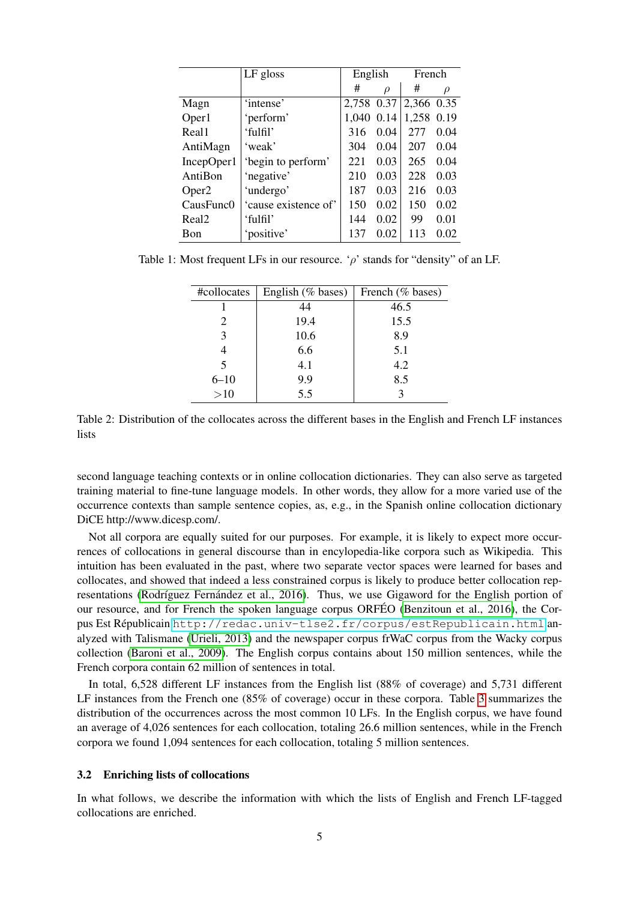| | LF gloss | English | | French | |
|---|---|---|---|---|---|
| | | # | $\rho$ | # | $\rho$ |
| Magn | 'intense' | 2,758 | 0.37 | 2,366 | 0.35 |
| Oper1 | 'perform' | 1,040 | 0.14 | 1,258 | 0.19 |
| Real1 | 'fulfil' | 316 | 0.04 | 277 | 0.04 |
| AntiMagn | 'weak' | 304 | 0.04 | 207 | 0.04 |
| IncepOper1 | 'begin to perform' | 221 | 0.03 | 265 | 0.04 |
| AntiBon | 'negative' | 210 | 0.03 | 228 | 0.03 |
| Oper2 | 'undergo' | 187 | 0.03 | 216 | 0.03 |
| CausFunc0 | 'cause existence of' | 150 | 0.02 | 150 | 0.02 |
| Real2 | 'fulfil' | 144 | 0.02 | 99 | 0.01 |
| Bon | 'positive' | 137 | 0.02 | 113 | 0.02 |

Table 1: Most frequent LFs in our resource. '$\rho$' stands for "density" of an LF.

| #collocates | English (% bases) | French (% bases) |
|---|---|---|
| 1 | 44 | 46.5 |
| 2 | 19.4 | 15.5 |
| 3 | 10.6 | 8.9 |
| 4 | 6.6 | 5.1 |
| 5 | 4.1 | 4.2 |
| 6–10 | 9.9 | 8.5 |
| >10 | 5.5 | 3 |

Table 2: Distribution of the collocates across the different bases in the English and French LF instances lists

second language teaching contexts or in online collocation dictionaries. They can also serve as targeted training material to fine-tune language models. In other words, they allow for a more varied use of the occurrence contexts than sample sentence copies, as, e.g., in the Spanish online collocation dictionary DiCE http://www.dicesp.com/.

Not all corpora are equally suited for our purposes. For example, it is likely to expect more occurrences of collocations in general discourse than in encylopedia-like corpora such as Wikipedia. This intuition has been evaluated in the past, where two separate vector spaces were learned for bases and collocates, and showed that indeed a less constrained corpus is likely to produce better collocation representations (Rodríguez Fernández et al., 2016). Thus, we use Gigaword for the English portion of our resource, and for French the spoken language corpus ORFÉO (Benzitoun et al., 2016), the Corpus Est Républicain http://redac.univ-tlse2.fr/corpus/estRepublicain.html analyzed with Talismane (Urieli, 2013) and the newspaper corpus frWaC corpus from the Wacky corpus collection (Baroni et al., 2009). The English corpus contains about 150 million sentences, while the French corpora contain 62 million of sentences in total.

In total, 6,528 different LF instances from the English list (88% of coverage) and 5,731 different LF instances from the French one (85% of coverage) occur in these corpora. Table 3 summarizes the distribution of the occurrences across the most common 10 LFs. In the English corpus, we have found an average of 4,026 sentences for each collocation, totaling 26.6 million sentences, while in the French corpora we found 1,094 sentences for each collocation, totaling 5 million sentences.

### 3.2 Enriching lists of collocations

In what follows, we describe the information with which the lists of English and French LF-tagged collocations are enriched.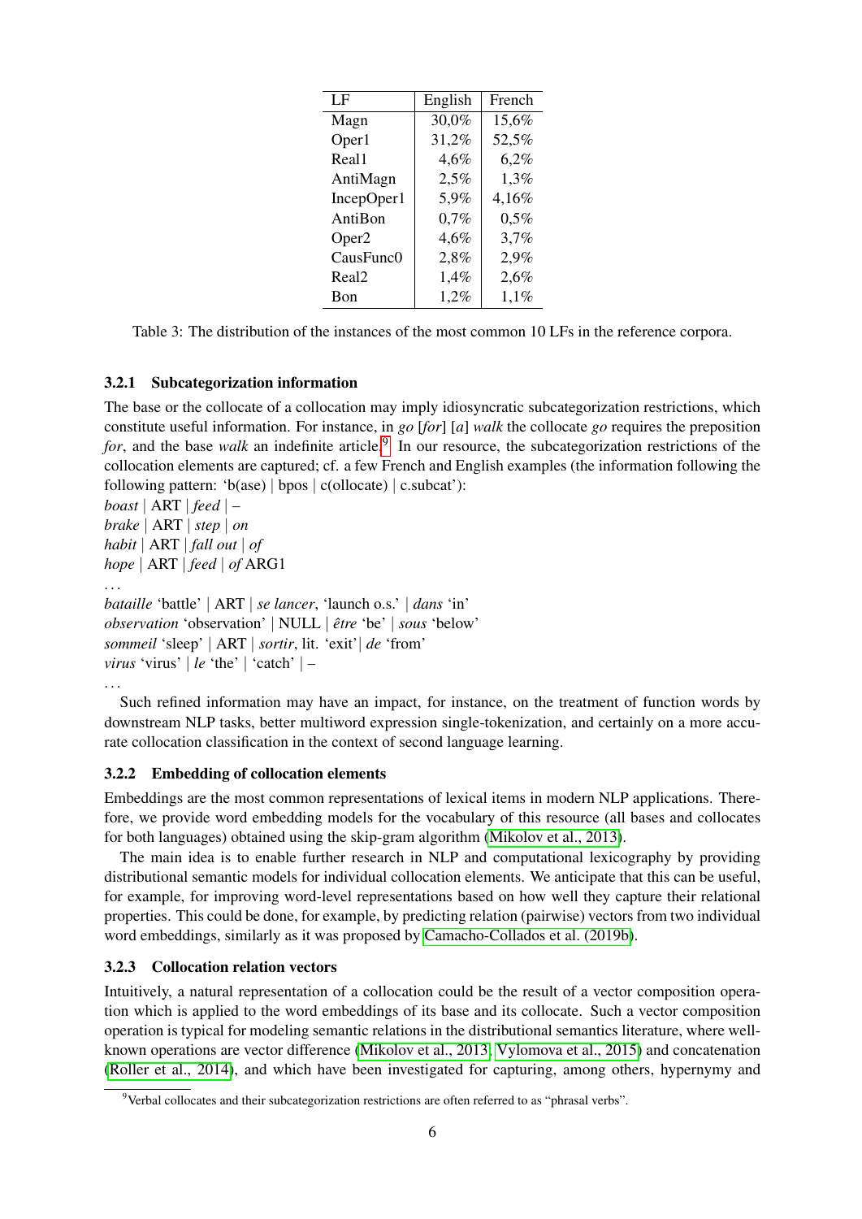| LF | English | French |
|---|---|---|
| Magn | 30,0% | 15,6% |
| Oper1 | 31,2% | 52,5% |
| Real1 | 4,6% | 6,2% |
| AntiMagn | 2,5% | 1,3% |
| IncepOper1 | 5,9% | 4,16% |
| AntiBon | 0,7% | 0,5% |
| Oper2 | 4,6% | 3,7% |
| CausFunc0 | 2,8% | 2,9% |
| Real2 | 1,4% | 2,6% |
| Bon | 1,2% | 1,1% |

Table 3: The distribution of the instances of the most common 10 LFs in the reference corpora.

### 3.2.1 Subcategorization information

The base or the collocate of a collocation may imply idiosyncratic subcategorization restrictions, which constitute useful information. For instance, in *go* [*for*] [*a*] *walk* the collocate *go* requires the preposition *for*, and the base *walk* an indefinite article.[9] In our resource, the subcategorization restrictions of the collocation elements are captured; cf. a few French and English examples (the information following the following pattern: 'b(ase) | bpos | c(ollocate) | c.subcat'):

*boast* | ART | *feed* | –  
*brake* | ART | *step* | *on*  
*habit* | ART | *fall out* | *of*  
*hope* | ART | *feed* | *of* ARG1  
...  
*bataille* 'battle' | ART | *se lancer*, 'launch o.s.' | *dans* 'in'  
*observation* 'observation' | NULL | *être* 'be' | *sous* 'below'  
*sommeil* 'sleep' | ART | *sortir*, lit. 'exit'| *de* 'from'  
*virus* 'virus' | *le* 'the' | 'catch' | –  
...

Such refined information may have an impact, for instance, on the treatment of function words by downstream NLP tasks, better multiword expression single-tokenization, and certainly on a more accurate collocation classification in the context of second language learning.

### 3.2.2 Embedding of collocation elements

Embeddings are the most common representations of lexical items in modern NLP applications. Therefore, we provide word embedding models for the vocabulary of this resource (all bases and collocates for both languages) obtained using the skip-gram algorithm (Mikolov et al., 2013).

The main idea is to enable further research in NLP and computational lexicography by providing distributional semantic models for individual collocation elements. We anticipate that this can be useful, for example, for improving word-level representations based on how well they capture their relational properties. This could be done, for example, by predicting relation (pairwise) vectors from two individual word embeddings, similarly as it was proposed by Camacho-Collados et al. (2019b).

### 3.2.3 Collocation relation vectors

Intuitively, a natural representation of a collocation could be the result of a vector composition operation which is applied to the word embeddings of its base and its collocate. Such a vector composition operation is typical for modeling semantic relations in the distributional semantics literature, where well-known operations are vector difference (Mikolov et al., 2013; Vylomova et al., 2015) and concatenation (Roller et al., 2014), and which have been investigated for capturing, among others, hypernymy and

[9] Verbal collocates and their subcategorization restrictions are often referred to as "phrasal verbs".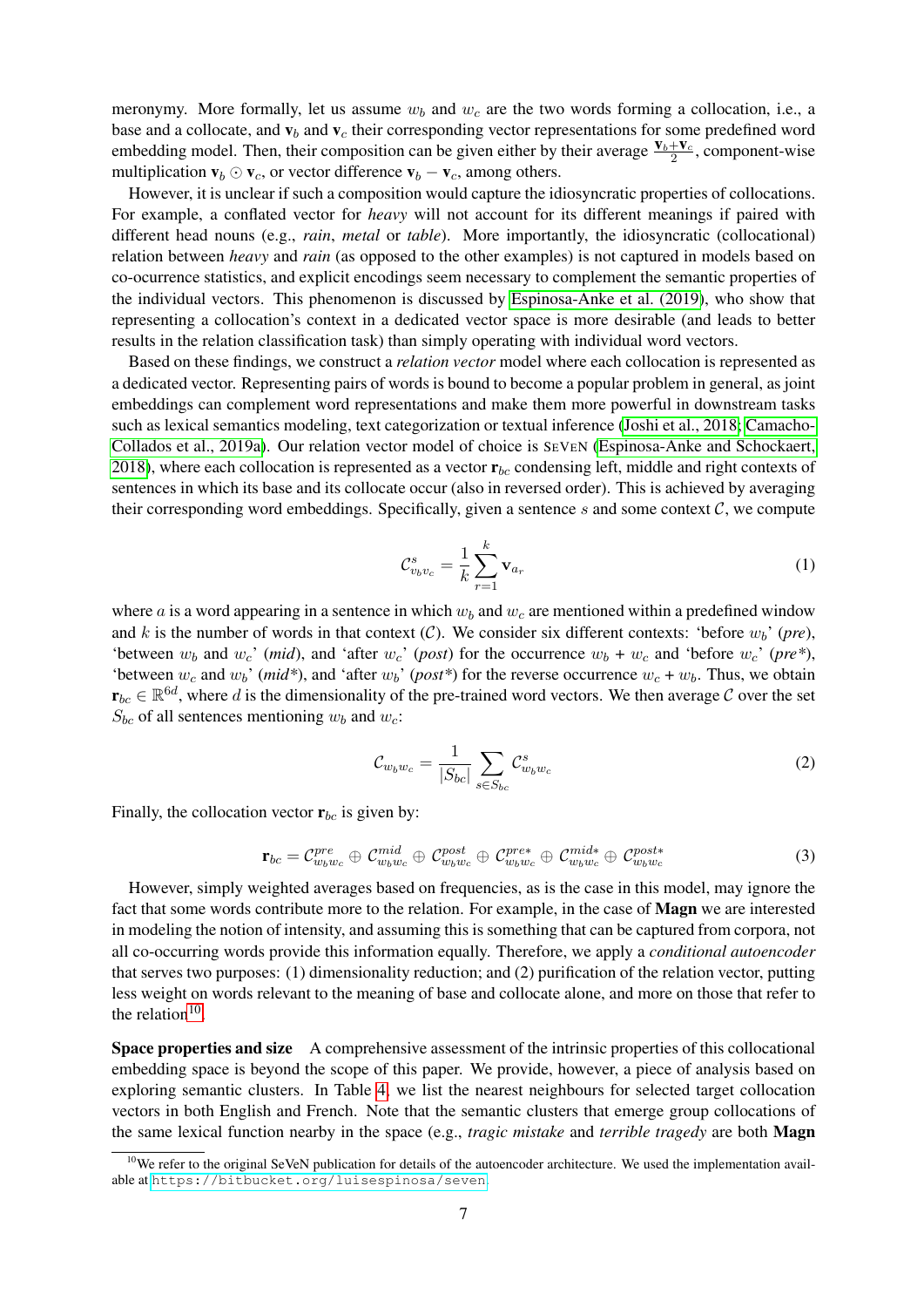meronymy. More formally, let us assume $w_b$ and $w_c$ are the two words forming a collocation, i.e., a base and a collocate, and $\mathbf{v}_b$ and $\mathbf{v}_c$ their corresponding vector representations for some predefined word embedding model. Then, their composition can be given either by their average $\frac{\mathbf{v}_b+\mathbf{v}_c}{2}$, component-wise multiplication $\mathbf{v}_b \odot \mathbf{v}_c$, or vector difference $\mathbf{v}_b - \mathbf{v}_c$, among others.

However, it is unclear if such a composition would capture the idiosyncratic properties of collocations. For example, a conflated vector for *heavy* will not account for its different meanings if paired with different head nouns (e.g., *rain*, *metal* or *table*). More importantly, the idiosyncratic (collocational) relation between *heavy* and *rain* (as opposed to the other examples) is not captured in models based on co-ocurrence statistics, and explicit encodings seem necessary to complement the semantic properties of the individual vectors. This phenomenon is discussed by Espinosa-Anke et al. (2019), who show that representing a collocation's context in a dedicated vector space is more desirable (and leads to better results in the relation classification task) than simply operating with individual word vectors.

Based on these findings, we construct a *relation vector* model where each collocation is represented as a dedicated vector. Representing pairs of words is bound to become a popular problem in general, as joint embeddings can complement word representations and make them more powerful in downstream tasks such as lexical semantics modeling, text categorization or textual inference (Joshi et al., 2018; Camacho-Collados et al., 2019a). Our relation vector model of choice is SEVEN (Espinosa-Anke and Schockaert, 2018), where each collocation is represented as a vector $\mathbf{r}_{bc}$ condensing left, middle and right contexts of sentences in which its base and its collocate occur (also in reversed order). This is achieved by averaging their corresponding word embeddings. Specifically, given a sentence $s$ and some context $\mathcal{C}$, we compute

$$\mathcal{C}^{s}_{v_b v_c} = \frac{1}{k}\sum_{r=1}^{k} \mathbf{v}_{a_r} \tag{1}$$

where $a$ is a word appearing in a sentence in which $w_b$ and $w_c$ are mentioned within a predefined window and $k$ is the number of words in that context ($\mathcal{C}$). We consider six different contexts: 'before $w_b$' (*pre*), 'between $w_b$ and $w_c$' (*mid*), and 'after $w_c$' (*post*) for the occurrence $w_b$ + $w_c$ and 'before $w_c$' (*pre\**), 'between $w_c$ and $w_b$' (*mid\**), and 'after $w_b$' (*post\**) for the reverse occurrence $w_c$ + $w_b$. Thus, we obtain $\mathbf{r}_{bc} \in \mathbb{R}^{6d}$, where $d$ is the dimensionality of the pre-trained word vectors. We then average $\mathcal{C}$ over the set $S_{bc}$ of all sentences mentioning $w_b$ and $w_c$:

$$\mathcal{C}_{w_b w_c} = \frac{1}{|S_{bc}|}\sum_{s \in S_{bc}} \mathcal{C}^{s}_{w_b w_c} \tag{2}$$

Finally, the collocation vector $\mathbf{r}_{bc}$ is given by:

$$\mathbf{r}_{bc} = \mathcal{C}^{pre}_{w_b w_c} \oplus \mathcal{C}^{mid}_{w_b w_c} \oplus \mathcal{C}^{post}_{w_b w_c} \oplus \mathcal{C}^{pre*}_{w_b w_c} \oplus \mathcal{C}^{mid*}_{w_b w_c} \oplus \mathcal{C}^{post*}_{w_b w_c} \tag{3}$$

However, simply weighted averages based on frequencies, as is the case in this model, may ignore the fact that some words contribute more to the relation. For example, in the case of **Magn** we are interested in modeling the notion of intensity, and assuming this is something that can be captured from corpora, not all co-occurring words provide this information equally. Therefore, we apply a *conditional autoencoder* that serves two purposes: (1) dimensionality reduction; and (2) purification of the relation vector, putting less weight on words relevant to the meaning of base and collocate alone, and more on those that refer to the relation[10].

**Space properties and size** A comprehensive assessment of the intrinsic properties of this collocational embedding space is beyond the scope of this paper. We provide, however, a piece of analysis based on exploring semantic clusters. In Table 4, we list the nearest neighbours for selected target collocation vectors in both English and French. Note that the semantic clusters that emerge group collocations of the same lexical function nearby in the space (e.g., *tragic mistake* and *terrible tragedy* are both **Magn**

[10] We refer to the original SeVeN publication for details of the autoencoder architecture. We used the implementation available at https://bitbucket.org/luisespinosa/seven.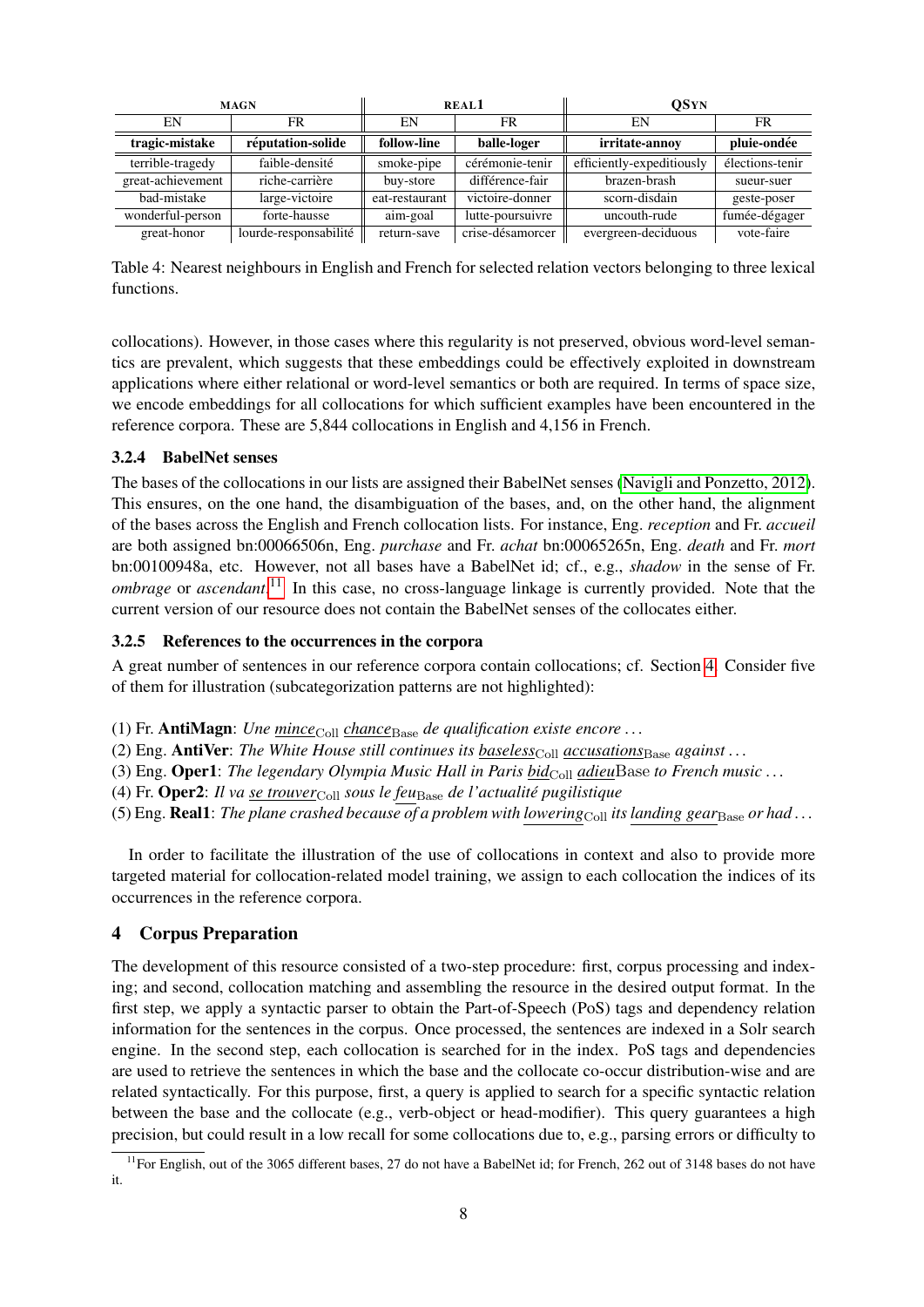| MAGN | | REAL1 | | QSYN | |
|---|---|---|---|---|---|
| EN | FR | EN | FR | EN | FR |
| **tragic-mistake** | **réputation-solide** | **follow-line** | **balle-loger** | **irritate-annoy** | **pluie-ondée** |
| terrible-tragedy | faible-densité | smoke-pipe | cérémonie-tenir | efficiently-expeditiously | élections-tenir |
| great-achievement | riche-carrière | buy-store | différence-fair | brazen-brash | sueur-suer |
| bad-mistake | large-victoire | eat-restaurant | victoire-donner | scorn-disdain | geste-poser |
| wonderful-person | forte-hausse | aim-goal | lutte-poursuivre | uncouth-rude | fumée-dégager |
| great-honor | lourde-responsabilité | return-save | crise-désamorcer | evergreen-deciduous | vote-faire |

Table 4: Nearest neighbours in English and French for selected relation vectors belonging to three lexical functions.

collocations). However, in those cases where this regularity is not preserved, obvious word-level semantics are prevalent, which suggests that these embeddings could be effectively exploited in downstream applications where either relational or word-level semantics or both are required. In terms of space size, we encode embeddings for all collocations for which sufficient examples have been encountered in the reference corpora. These are 5,844 collocations in English and 4,156 in French.

### 3.2.4 BabelNet senses

The bases of the collocations in our lists are assigned their BabelNet senses (Navigli and Ponzetto, 2012). This ensures, on the one hand, the disambiguation of the bases, and, on the other hand, the alignment of the bases across the English and French collocation lists. For instance, Eng. *reception* and Fr. *accueil* are both assigned bn:00066506n, Eng. *purchase* and Fr. *achat* bn:00065265n, Eng. *death* and Fr. *mort* bn:00100948a, etc. However, not all bases have a BabelNet id; cf., e.g., *shadow* in the sense of Fr. *ombrage* or *ascendant*.[11] In this case, no cross-language linkage is currently provided. Note that the current version of our resource does not contain the BabelNet senses of the collocates either.

### 3.2.5 References to the occurrences in the corpora

A great number of sentences in our reference corpora contain collocations; cf. Section 4. Consider five of them for illustration (subcategorization patterns are not highlighted):

(1) Fr. **AntiMagn**: *Une mince*$_{\text{Coll}}$ *chance*$_{\text{Base}}$ *de qualification existe encore ...*
(2) Eng. **AntiVer**: *The White House still continues its baseless*$_{\text{Coll}}$ *accusations*$_{\text{Base}}$ *against ...*
(3) Eng. **Oper1**: *The legendary Olympia Music Hall in Paris bid*$_{\text{Coll}}$ *adieu*Base *to French music ...*
(4) Fr. **Oper2**: *Il va se trouver*$_{\text{Coll}}$ *sous le feu*$_{\text{Base}}$ *de l'actualité pugilistique*
(5) Eng. **Real1**: *The plane crashed because of a problem with lowering*$_{\text{Coll}}$ *its landing gear*$_{\text{Base}}$ *or had ...*

In order to facilitate the illustration of the use of collocations in context and also to provide more targeted material for collocation-related model training, we assign to each collocation the indices of its occurrences in the reference corpora.

## 4 Corpus Preparation

The development of this resource consisted of a two-step procedure: first, corpus processing and indexing; and second, collocation matching and assembling the resource in the desired output format. In the first step, we apply a syntactic parser to obtain the Part-of-Speech (PoS) tags and dependency relation information for the sentences in the corpus. Once processed, the sentences are indexed in a Solr search engine. In the second step, each collocation is searched for in the index. PoS tags and dependencies are used to retrieve the sentences in which the base and the collocate co-occur distribution-wise and are related syntactically. For this purpose, first, a query is applied to search for a specific syntactic relation between the base and the collocate (e.g., verb-object or head-modifier). This query guarantees a high precision, but could result in a low recall for some collocations due to, e.g., parsing errors or difficulty to

[11] For English, out of the 3065 different bases, 27 do not have a BabelNet id; for French, 262 out of 3148 bases do not have it.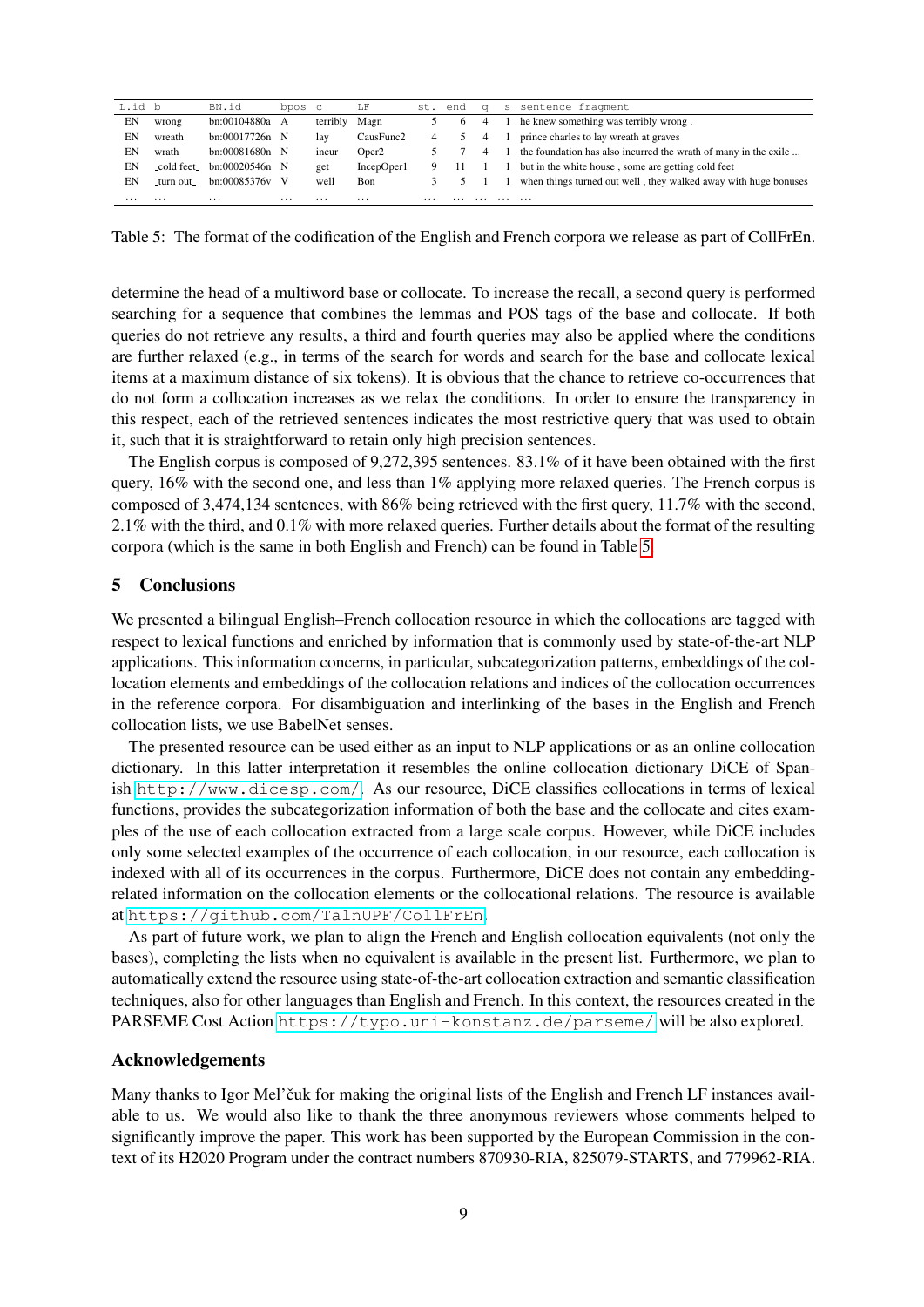| L.id | b | BN.id | bpos | c | LF | st. | end | q | s | sentence fragment |
|---|---|---|---|---|---|---|---|---|---|---|
| EN | wrong | bn:00104880a | A | terribly | Magn | 5 | 6 | 4 | 1 | he knew something was terribly wrong . |
| EN | wreath | bn:00017726n | N | lay | CausFunc2 | 4 | 5 | 4 | 1 | prince charles to lay wreath at graves |
| EN | wrath | bn:00081680n | N | incur | Oper2 | 5 | 7 | 4 | 1 | the foundation has also incurred the wrath of many in the exile ... |
| EN | _cold feet_ | bn:00020546n | N | get | IncepOper1 | 9 | 11 | 1 | 1 | but in the white house , some are getting cold feet |
| EN | _turn out_ | bn:00085376v | V | well | Bon | 3 | 5 | 1 | 1 | when things turned out well , they walked away with huge bonuses |
| ... | ... | ... | ... | ... | ... | ... | ... | ... | ... | ... |

Table 5: The format of the codification of the English and French corpora we release as part of CollFrEn.

determine the head of a multiword base or collocate. To increase the recall, a second query is performed searching for a sequence that combines the lemmas and POS tags of the base and collocate. If both queries do not retrieve any results, a third and fourth queries may also be applied where the conditions are further relaxed (e.g., in terms of the search for words and search for the base and collocate lexical items at a maximum distance of six tokens). It is obvious that the chance to retrieve co-occurrences that do not form a collocation increases as we relax the conditions. In order to ensure the transparency in this respect, each of the retrieved sentences indicates the most restrictive query that was used to obtain it, such that it is straightforward to retain only high precision sentences.

The English corpus is composed of 9,272,395 sentences. 83.1% of it have been obtained with the first query, 16% with the second one, and less than 1% applying more relaxed queries. The French corpus is composed of 3,474,134 sentences, with 86% being retrieved with the first query, 11.7% with the second, 2.1% with the third, and 0.1% with more relaxed queries. Further details about the format of the resulting corpora (which is the same in both English and French) can be found in Table 5.

## 5 Conclusions

We presented a bilingual English–French collocation resource in which the collocations are tagged with respect to lexical functions and enriched by information that is commonly used by state-of-the-art NLP applications. This information concerns, in particular, subcategorization patterns, embeddings of the collocation elements and embeddings of the collocation relations and indices of the collocation occurrences in the reference corpora. For disambiguation and interlinking of the bases in the English and French collocation lists, we use BabelNet senses.

The presented resource can be used either as an input to NLP applications or as an online collocation dictionary. In this latter interpretation it resembles the online collocation dictionary DiCE of Spanish http://www.dicesp.com/. As our resource, DiCE classifies collocations in terms of lexical functions, provides the subcategorization information of both the base and the collocate and cites examples of the use of each collocation extracted from a large scale corpus. However, while DiCE includes only some selected examples of the occurrence of each collocation, in our resource, each collocation is indexed with all of its occurrences in the corpus. Furthermore, DiCE does not contain any embedding-related information on the collocation elements or the collocational relations. The resource is available at https://github.com/TalnUPF/CollFrEn.

As part of future work, we plan to align the French and English collocation equivalents (not only the bases), completing the lists when no equivalent is available in the present list. Furthermore, we plan to automatically extend the resource using state-of-the-art collocation extraction and semantic classification techniques, also for other languages than English and French. In this context, the resources created in the PARSEME Cost Action https://typo.uni-konstanz.de/parseme/ will be also explored.

## Acknowledgements

Many thanks to Igor Mel'čuk for making the original lists of the English and French LF instances available to us. We would also like to thank the three anonymous reviewers whose comments helped to significantly improve the paper. This work has been supported by the European Commission in the context of its H2020 Program under the contract numbers 870930-RIA, 825079-STARTS, and 779962-RIA.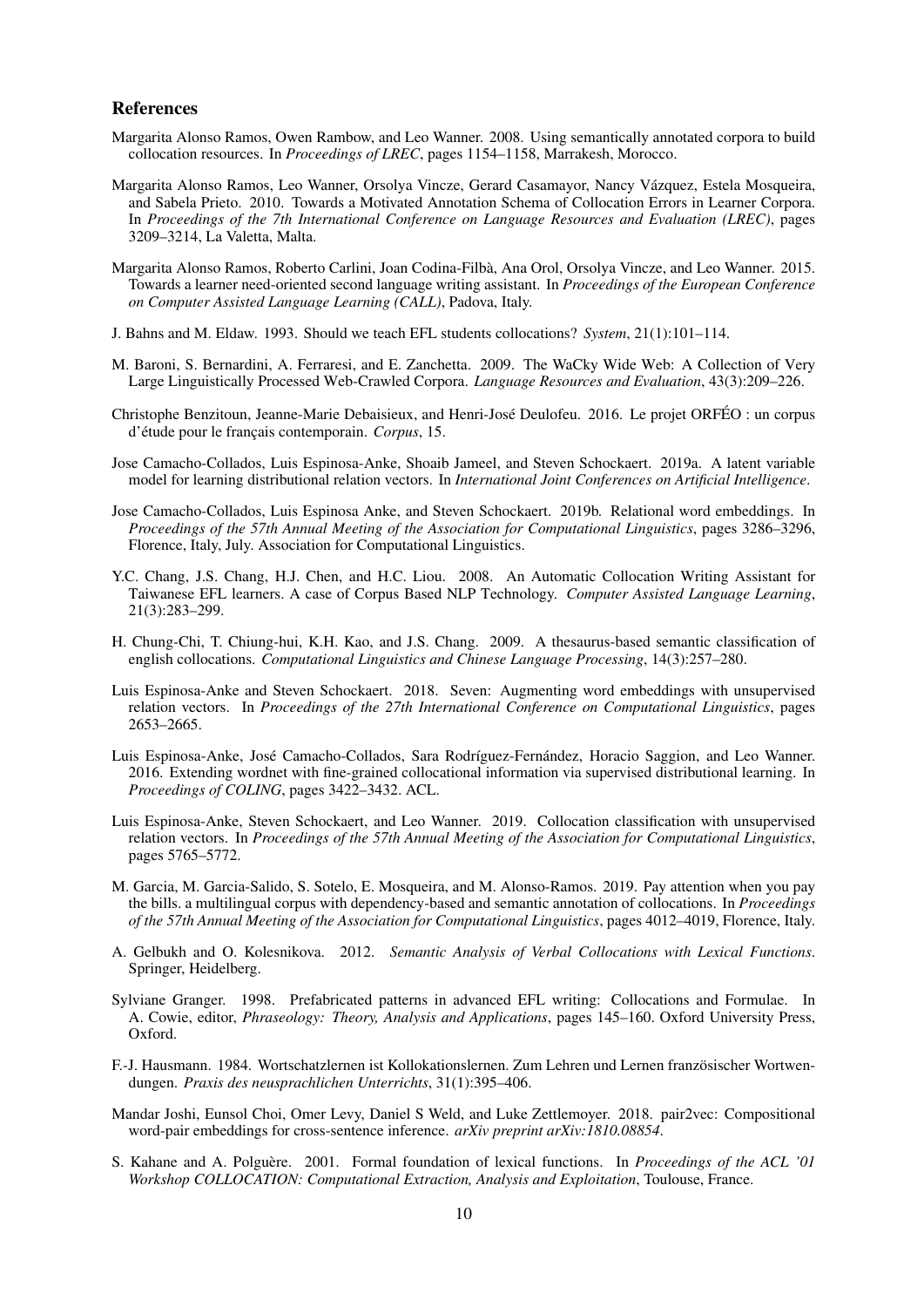## References

Margarita Alonso Ramos, Owen Rambow, and Leo Wanner. 2008. Using semantically annotated corpora to build collocation resources. In *Proceedings of LREC*, pages 1154–1158, Marrakesh, Morocco.

Margarita Alonso Ramos, Leo Wanner, Orsolya Vincze, Gerard Casamayor, Nancy Vázquez, Estela Mosqueira, and Sabela Prieto. 2010. Towards a Motivated Annotation Schema of Collocation Errors in Learner Corpora. In *Proceedings of the 7th International Conference on Language Resources and Evaluation (LREC)*, pages 3209–3214, La Valetta, Malta.

Margarita Alonso Ramos, Roberto Carlini, Joan Codina-Filbà, Ana Orol, Orsolya Vincze, and Leo Wanner. 2015. Towards a learner need-oriented second language writing assistant. In *Proceedings of the European Conference on Computer Assisted Language Learning (CALL)*, Padova, Italy.

J. Bahns and M. Eldaw. 1993. Should we teach EFL students collocations? *System*, 21(1):101–114.

M. Baroni, S. Bernardini, A. Ferraresi, and E. Zanchetta. 2009. The WaCky Wide Web: A Collection of Very Large Linguistically Processed Web-Crawled Corpora. *Language Resources and Evaluation*, 43(3):209–226.

Christophe Benzitoun, Jeanne-Marie Debaisieux, and Henri-José Deulofeu. 2016. Le projet ORFÉO : un corpus d'étude pour le français contemporain. *Corpus*, 15.

Jose Camacho-Collados, Luis Espinosa-Anke, Shoaib Jameel, and Steven Schockaert. 2019a. A latent variable model for learning distributional relation vectors. In *International Joint Conferences on Artificial Intelligence*.

Jose Camacho-Collados, Luis Espinosa Anke, and Steven Schockaert. 2019b. Relational word embeddings. In *Proceedings of the 57th Annual Meeting of the Association for Computational Linguistics*, pages 3286–3296, Florence, Italy, July. Association for Computational Linguistics.

Y.C. Chang, J.S. Chang, H.J. Chen, and H.C. Liou. 2008. An Automatic Collocation Writing Assistant for Taiwanese EFL learners. A case of Corpus Based NLP Technology. *Computer Assisted Language Learning*, 21(3):283–299.

H. Chung-Chi, T. Chiung-hui, K.H. Kao, and J.S. Chang. 2009. A thesaurus-based semantic classification of english collocations. *Computational Linguistics and Chinese Language Processing*, 14(3):257–280.

Luis Espinosa-Anke and Steven Schockaert. 2018. Seven: Augmenting word embeddings with unsupervised relation vectors. In *Proceedings of the 27th International Conference on Computational Linguistics*, pages 2653–2665.

Luis Espinosa-Anke, José Camacho-Collados, Sara Rodríguez-Fernández, Horacio Saggion, and Leo Wanner. 2016. Extending wordnet with fine-grained collocational information via supervised distributional learning. In *Proceedings of COLING*, pages 3422–3432. ACL.

Luis Espinosa-Anke, Steven Schockaert, and Leo Wanner. 2019. Collocation classification with unsupervised relation vectors. In *Proceedings of the 57th Annual Meeting of the Association for Computational Linguistics*, pages 5765–5772.

M. Garcia, M. Garcia-Salido, S. Sotelo, E. Mosqueira, and M. Alonso-Ramos. 2019. Pay attention when you pay the bills. a multilingual corpus with dependency-based and semantic annotation of collocations. In *Proceedings of the 57th Annual Meeting of the Association for Computational Linguistics*, pages 4012–4019, Florence, Italy.

A. Gelbukh and O. Kolesnikova. 2012. *Semantic Analysis of Verbal Collocations with Lexical Functions*. Springer, Heidelberg.

Sylviane Granger. 1998. Prefabricated patterns in advanced EFL writing: Collocations and Formulae. In A. Cowie, editor, *Phraseology: Theory, Analysis and Applications*, pages 145–160. Oxford University Press, Oxford.

F.-J. Hausmann. 1984. Wortschatzlernen ist Kollokationslernen. Zum Lehren und Lernen französischer Wortwendungen. *Praxis des neusprachlichen Unterrichts*, 31(1):395–406.

Mandar Joshi, Eunsol Choi, Omer Levy, Daniel S Weld, and Luke Zettlemoyer. 2018. pair2vec: Compositional word-pair embeddings for cross-sentence inference. *arXiv preprint arXiv:1810.08854*.

S. Kahane and A. Polguère. 2001. Formal foundation of lexical functions. In *Proceedings of the ACL '01 Workshop COLLOCATION: Computational Extraction, Analysis and Exploitation*, Toulouse, France.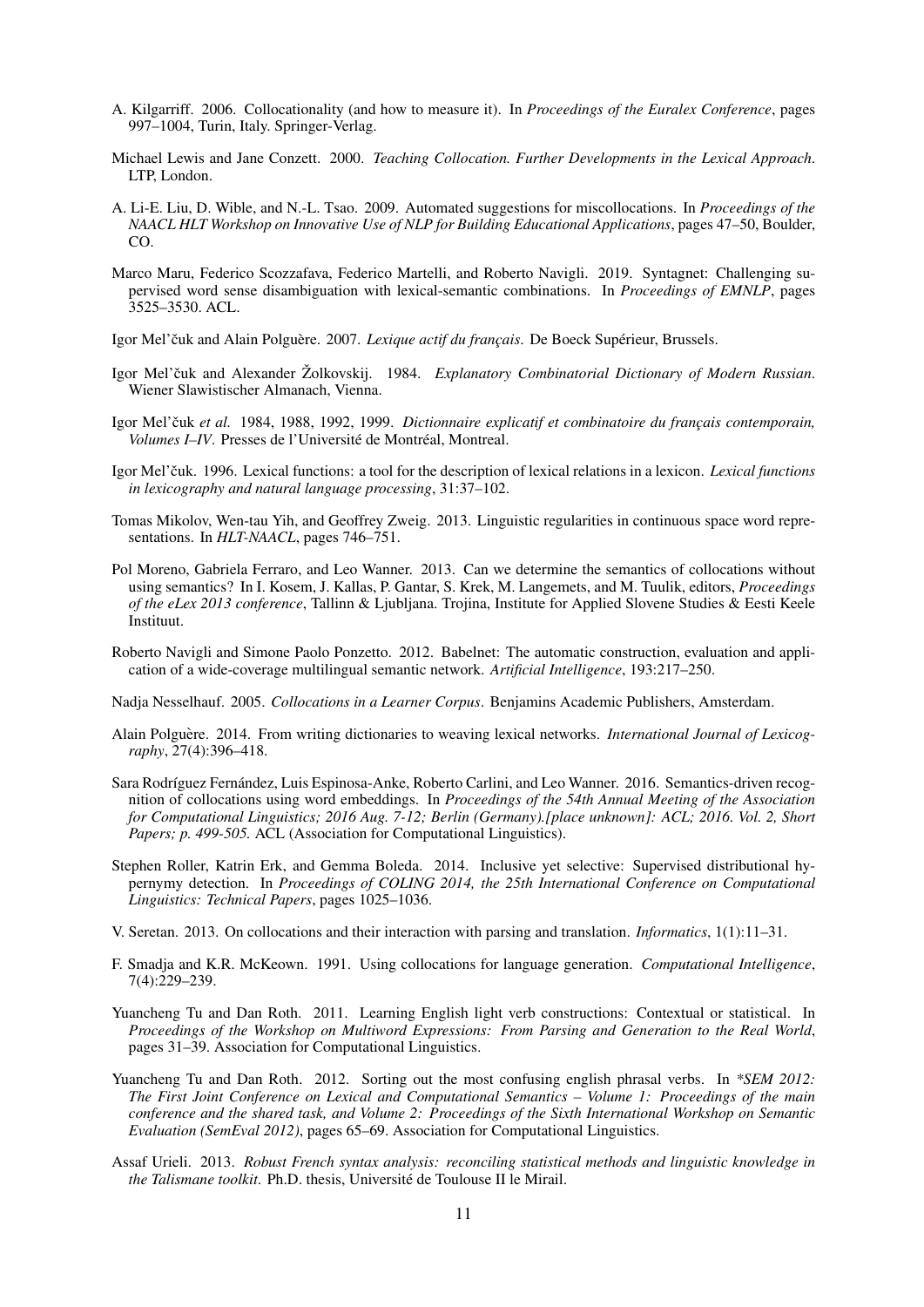A. Kilgarriff. 2006. Collocationality (and how to measure it). In *Proceedings of the Euralex Conference*, pages 997–1004, Turin, Italy. Springer-Verlag.

Michael Lewis and Jane Conzett. 2000. *Teaching Collocation. Further Developments in the Lexical Approach*. LTP, London.

A. Li-E. Liu, D. Wible, and N.-L. Tsao. 2009. Automated suggestions for miscollocations. In *Proceedings of the NAACL HLT Workshop on Innovative Use of NLP for Building Educational Applications*, pages 47–50, Boulder, CO.

Marco Maru, Federico Scozzafava, Federico Martelli, and Roberto Navigli. 2019. Syntagnet: Challenging supervised word sense disambiguation with lexical-semantic combinations. In *Proceedings of EMNLP*, pages 3525–3530. ACL.

Igor Mel'čuk and Alain Polguère. 2007. *Lexique actif du français*. De Boeck Supérieur, Brussels.

Igor Mel'čuk and Alexander Žolkovskij. 1984. *Explanatory Combinatorial Dictionary of Modern Russian*. Wiener Slawistischer Almanach, Vienna.

Igor Mel'čuk *et al.* 1984, 1988, 1992, 1999. *Dictionnaire explicatif et combinatoire du français contemporain, Volumes I–IV*. Presses de l'Université de Montréal, Montreal.

Igor Mel'čuk. 1996. Lexical functions: a tool for the description of lexical relations in a lexicon. *Lexical functions in lexicography and natural language processing*, 31:37–102.

Tomas Mikolov, Wen-tau Yih, and Geoffrey Zweig. 2013. Linguistic regularities in continuous space word representations. In *HLT-NAACL*, pages 746–751.

Pol Moreno, Gabriela Ferraro, and Leo Wanner. 2013. Can we determine the semantics of collocations without using semantics? In I. Kosem, J. Kallas, P. Gantar, S. Krek, M. Langemets, and M. Tuulik, editors, *Proceedings of the eLex 2013 conference*, Tallinn & Ljubljana. Trojina, Institute for Applied Slovene Studies & Eesti Keele Instituut.

Roberto Navigli and Simone Paolo Ponzetto. 2012. Babelnet: The automatic construction, evaluation and application of a wide-coverage multilingual semantic network. *Artificial Intelligence*, 193:217–250.

Nadja Nesselhauf. 2005. *Collocations in a Learner Corpus*. Benjamins Academic Publishers, Amsterdam.

Alain Polguère. 2014. From writing dictionaries to weaving lexical networks. *International Journal of Lexicography*, 27(4):396–418.

Sara Rodríguez Fernández, Luis Espinosa-Anke, Roberto Carlini, and Leo Wanner. 2016. Semantics-driven recognition of collocations using word embeddings. In *Proceedings of the 54th Annual Meeting of the Association for Computational Linguistics; 2016 Aug. 7-12; Berlin (Germany).[place unknown]: ACL; 2016. Vol. 2, Short Papers; p. 499-505.* ACL (Association for Computational Linguistics).

Stephen Roller, Katrin Erk, and Gemma Boleda. 2014. Inclusive yet selective: Supervised distributional hypernymy detection. In *Proceedings of COLING 2014, the 25th International Conference on Computational Linguistics: Technical Papers*, pages 1025–1036.

V. Seretan. 2013. On collocations and their interaction with parsing and translation. *Informatics*, 1(1):11–31.

F. Smadja and K.R. McKeown. 1991. Using collocations for language generation. *Computational Intelligence*, 7(4):229–239.

Yuancheng Tu and Dan Roth. 2011. Learning English light verb constructions: Contextual or statistical. In *Proceedings of the Workshop on Multiword Expressions: From Parsing and Generation to the Real World*, pages 31–39. Association for Computational Linguistics.

Yuancheng Tu and Dan Roth. 2012. Sorting out the most confusing english phrasal verbs. In *\*SEM 2012: The First Joint Conference on Lexical and Computational Semantics – Volume 1: Proceedings of the main conference and the shared task, and Volume 2: Proceedings of the Sixth International Workshop on Semantic Evaluation (SemEval 2012)*, pages 65–69. Association for Computational Linguistics.

Assaf Urieli. 2013. *Robust French syntax analysis: reconciling statistical methods and linguistic knowledge in the Talismane toolkit*. Ph.D. thesis, Université de Toulouse II le Mirail.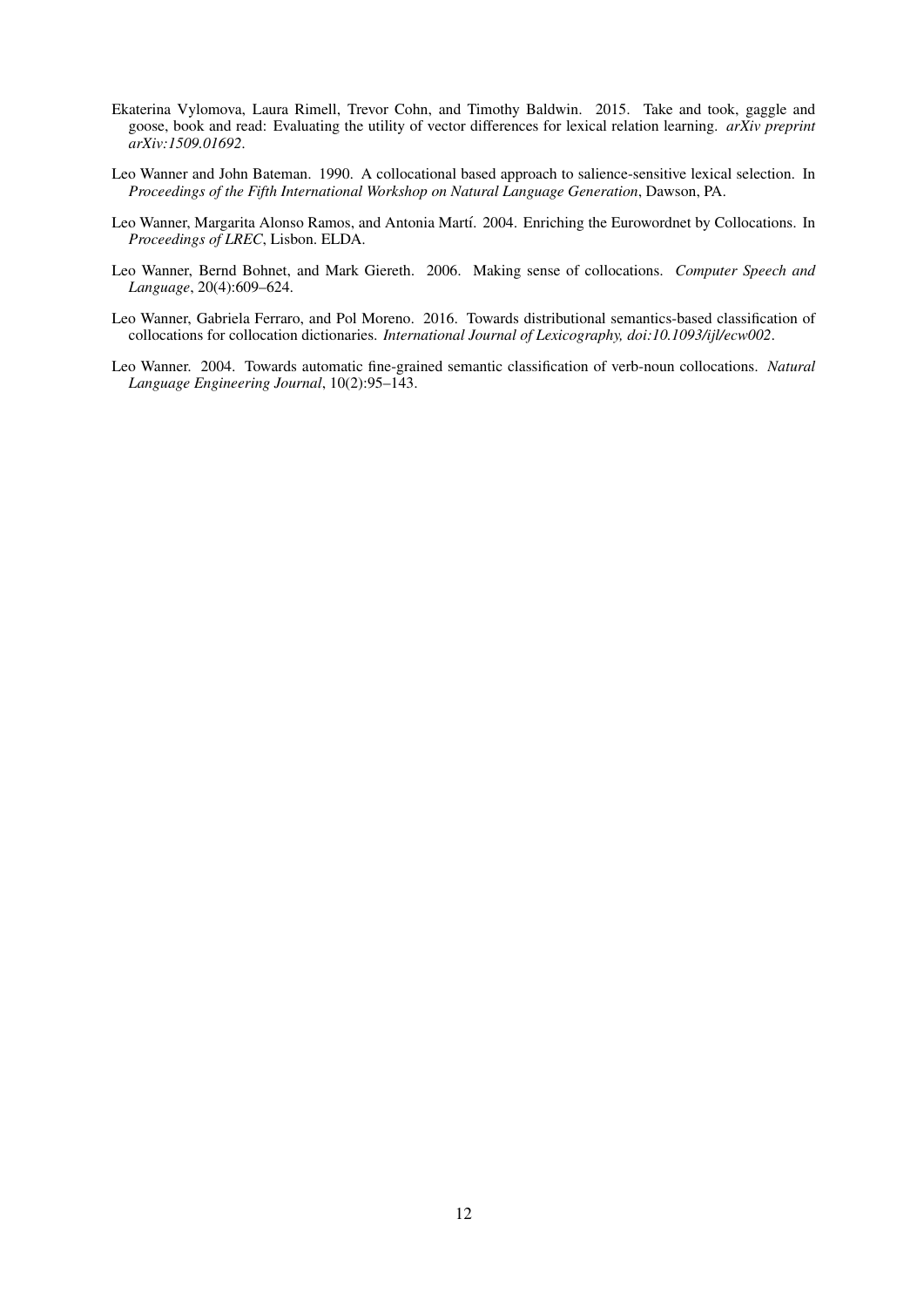Ekaterina Vylomova, Laura Rimell, Trevor Cohn, and Timothy Baldwin. 2015. Take and took, gaggle and goose, book and read: Evaluating the utility of vector differences for lexical relation learning. *arXiv preprint arXiv:1509.01692*.

Leo Wanner and John Bateman. 1990. A collocational based approach to salience-sensitive lexical selection. In *Proceedings of the Fifth International Workshop on Natural Language Generation*, Dawson, PA.

Leo Wanner, Margarita Alonso Ramos, and Antonia Martí. 2004. Enriching the Eurowordnet by Collocations. In *Proceedings of LREC*, Lisbon. ELDA.

Leo Wanner, Bernd Bohnet, and Mark Giereth. 2006. Making sense of collocations. *Computer Speech and Language*, 20(4):609–624.

Leo Wanner, Gabriela Ferraro, and Pol Moreno. 2016. Towards distributional semantics-based classification of collocations for collocation dictionaries. *International Journal of Lexicography, doi:10.1093/ijl/ecw002*.

Leo Wanner. 2004. Towards automatic fine-grained semantic classification of verb-noun collocations. *Natural Language Engineering Journal*, 10(2):95–143.